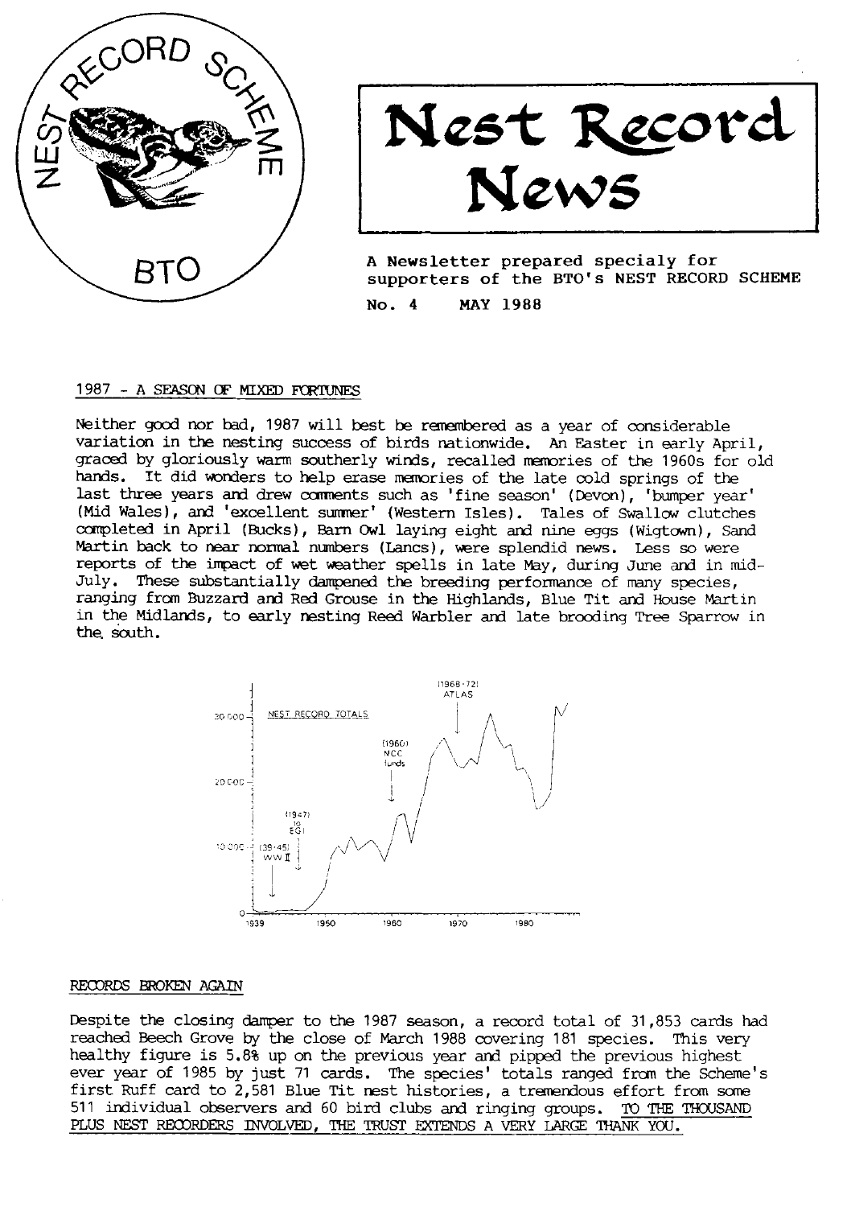# Nest Record News

A Newsletter prepared specialy for supporters of the BTO's NEST RECORD SCHEME

No. 4 MAY 1988

## 1987 - A SEASON OF MIXED FORTUNES

Neither good nor bad, 1987 will best be remembered as a year of considerable variation in the nesting success of birds nationwide. An Easter in early April, graced by gloriously warm southerly winds, recalled memories of the 1960s for old hands. It did wonders to help erase memories of the late cold springs of the last three years and drew comments such as 'fine season' (Devon), 'bumper year' (Mid Wales), and 'excellent summer' (Western Isles). Tales of Swallow clutches completed in April (Bucks), Barn Owl laying eight and nine eggs (Wigtown), Sand Martin back to near normal numbers (Lancs), were splendid news. Less so were reports of the impact of wet weather spells in late May, during June and in mid-July. These substantially dampened the breeding performance of many species, ranging from Buzzard and Red Grouse in the Highlands, Blue Tit and House Martin in the Midlands, to early nesting Reed Warbler and late brooding Tree Sparrow in the south.

## RECORDS BROKEN AGAIN

Despite the closing damper to the 1987 season, a record total of 31,853 cards had reached Beech Grove by the close of March 1988 covering 181 species. This very healthy figure is 5.8% up on the previous year and pipped the previous highest ever year of 1985 by just 71 cards. The species' totals ranged from the Scheme's first Ruff card to 2,581 Blue Tit nest histories, a tremendous effort from some 511 individual observers and 60 bird clubs and ringing groups. TO THE THOUSAND PLUS NEST RECORDERS INVOLVED, THE TRUST EXTENDS A VERY LARGE THANK YOU.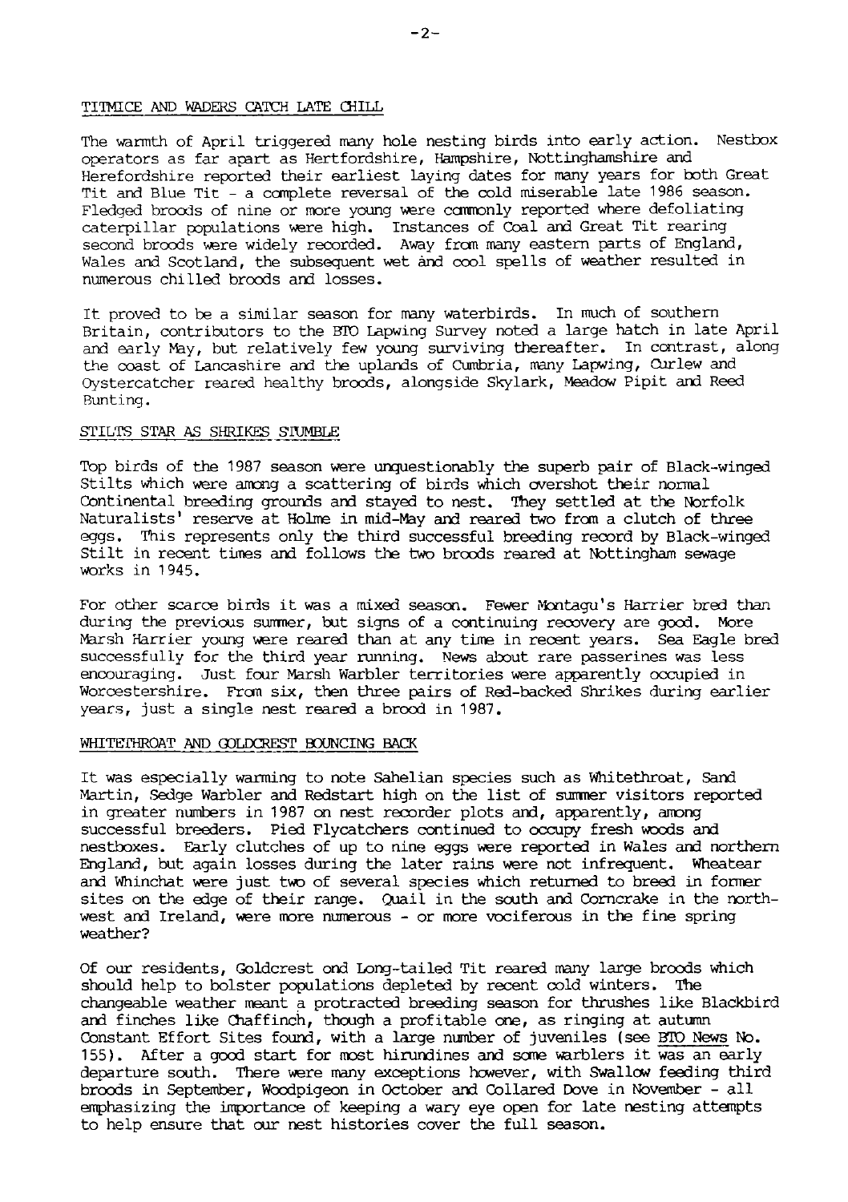## TITMICE AND WADERS CATCH LATE CHILL

The warmth of April triggered many hole nesting birds into early action. Nestbox operators as far apart as Hertfordshire, Hampshire, Nottinghamshire and Herefordshire reported their earliest laying dates for many years for both Great Tit and Blue Tit - a complete reversal of the cold miserable late 1986 season. Fledged broods of nine or more young were commonly reported where defoliating caterpillar populations were high. Instances of Coal and Great Tit rearing second broods were widely recorded. Away from many eastern parts of England, Wales and Scotland, the subsequent wet and cool spells of weather resulted in numerous chilled broods and losses.

It proved to be a similar season for many waterbirds. In much of southern Britain, contributors to the BTO Lapwing Survey noted a large hatch in late April and early May, but relatively few young surviving thereafter. In contrast, along the coast of Lancashire and the uplands of Cumbria, many Lapwing, Curlew and Oystercatcher reared healthy broods, alongside Skylark, Meadow Pipit and Reed Bunting.

## STILTS STAR AS SHRIKES STUMBLE

Top birds of the 1987 season were unquestionably the superb pair of Black-winged Stilts which were among a scattering of birds which overshot their normal Continental breeding grounds and stayed to nest. They settled at the Norfolk Naturalists' reserve at Holme in mid-May and reared two from a clutch of three eggs. This represents only the third successful breeding record by Black-winged Stilt in recent times and follows the two broods reared at Nottingham sewage works in 1945.

For other scarce birds it was a mixed season. Fewer Montagu's Harrier bred than during the previous summer, but signs of a continuing recovery are good. More Marsh Harrier young were reared than at any time in recent years. Sea Eagle bred successfully for the third year running. News about rare passerines was less encouraging. Just four Marsh Warbler territories were apparently occupied in Worcestershire. From six, then three pairs of Red-backed Shrikes during earlier years, just a single nest reared a brood in 1987.

## WHITETHROAT AND GOLDCREST BOUNCING BACK

It was especially warming to note Sahelian species such as Whitethroat, Sand Martin, Sedge Warbler and Redstart high on the list of summer visitors reported in greater numbers in 1987 on nest recorder plots and, apparently, among successful breeders. Pied Flycatchers continued to occupy fresh woods and nestboxes. Early clutches of up to nine eggs were reported in Wales and northern England, but again losses during the later rains were not infrequent. Wheatear and Whinchat were just two of several species which returned to breed in former sites on the edge of their range. Quail in the south and Corncrake in the north-west and Ireland, were more numerous - or more vociferous in the fine spring weather?

Of our residents, Goldcrest and Long-tailed Tit reared many large broods which should help to bolster populations depleted by recent cold winters. The changeable weather meant a protracted breeding season for thrushes like Blackbird and finches like Chaffinch, though a profitable one, as ringing at autumn Constant Effort Sites found, with a large number of juveniles (see BTO News No. 155). After a good start for most hirundines and some warblers it was an early departure south. There were many exceptions however, with Swallow feeding third broods in September, Woodpigeon in October and Collared Dove in November - all emphasizing the importance of keeping a wary eye open for late nesting attempts to help ensure that our nest histories cover the full season.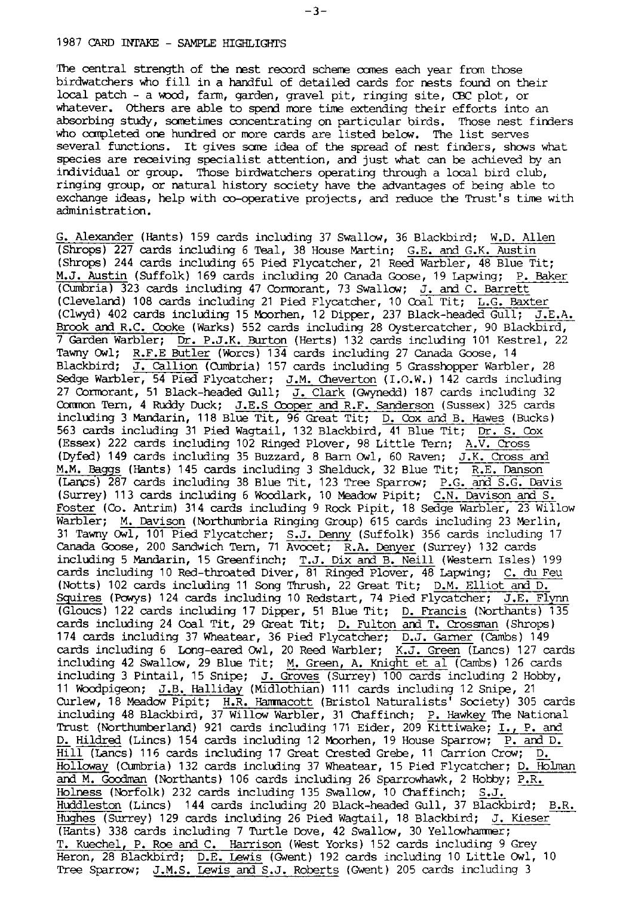## 1987 CARD INTAKE - SAMPLE HIGHLIGHTS

The central strength of the nest record scheme comes each year from those birdwatchers who fill in a handful of detailed cards for nests found on their local patch - a wood, farm, garden, gravel pit, ringing site, CBC plot, or whatever. Others are able to spend more time extending their efforts into an absorbing study, sometimes concentrating on particular birds. Those nest finders who completed one hundred or more cards are listed below. The list serves several functions. It gives some idea of the spread of nest finders, shows what species are receiving specialist attention, and just what can be achieved by an individual or group. Those birdwatchers operating through a local bird club, ringing group, or natural history society have the advantages of being able to exchange ideas, help with co-operative projects, and reduce the Trust's time with administration.

G. Alexander (Hants) 159 cards including 37 Swallow, 36 Blackbird; W.D. Allen (Shrops) 227 cards including 6 Teal, 38 House Martin; G.E. and G.K. Austin (Shrops) 244 cards including 65 Pied Flycatcher, 21 Reed Warbler, 48 Blue Tit; M.J. Austin (Suffolk) 169 cards including 20 Canada Goose, 19 Lapwing; P. Baker (Cumbria) 323 cards including 47 Cormorant, 73 Swallow; J. and C. Barrett (Cleveland) 108 cards including 21 Pied Flycatcher, 10 Coal Tit; L.G. Baxter (Clwyd) 402 cards including 15 Moorhen, 12 Dipper, 237 Black-headed Gull; J.E.A. Brook and R.C. Cooke (Warks) 552 cards including 28 Oystercatcher, 90 Blackbird, 7 Garden Warbler; Dr. P.J.K. Burton (Herts) 132 cards including 101 Kestrel, 22 Tawny Owl; R.F.E Butler (Worcs) 134 cards including 27 Canada Goose, 14 Blackbird; J. Callion (Cumbria) 157 cards including 5 Grasshopper Warbler, 28 Sedge Warbler, 54 Pied Flycatcher; J.M. Cheverton (I.O.W.) 142 cards including 27 Cormorant, 51 Black-headed Gull; J. Clark (Gwynedd) 187 cards including 32 Common Tern, 4 Ruddy Duck; J.E.S Cooper and R.F. Sanderson (Sussex) 325 cards including 3 Mandarin, 118 Blue Tit, 96 Great Tit; D. Cox and B. Hawes (Bucks) 563 cards including 31 Pied Wagtail, 132 Blackbird, 41 Blue Tit; Dr. S. Cox (Essex) 222 cards including 102 Ringed Plover, 98 Little Tern; A.V. Cross (Dyfed) 149 cards including 35 Buzzard, 8 Barn Owl, 60 Raven; J.K. Cross and M.M. Baggs (Hants) 145 cards including 3 Shelduck, 32 Blue Tit; R.E. Danson (Lancs) 287 cards including 38 Blue Tit, 123 Tree Sparrow; P.G. and S.G. Davis (Surrey) 113 cards including 6 Woodlark, 10 Meadow Pipit; C.N. Davison and S. Foster (Co. Antrim) 314 cards including 9 Rock Pipit, 18 Sedge Warbler, 23 Willow Warbler; M. Davison (Northumbria Ringing Group) 615 cards including 23 Merlin, 31 Tawny Owl, 101 Pied Flycatcher; S.J. Denny (Suffolk) 356 cards including 17 Canada Goose, 200 Sandwich Tern, 71 Avocet; R.A. Denyer (Surrey) 132 cards including 5 Mandarin, 15 Greenfinch; T.J. Dix and B. Neill (Western Isles) 199 cards including 10 Red-throated Diver, 81 Ringed Plover, 48 Lapwing; C. du Feu (Notts) 102 cards including 11 Song Thrush, 22 Great Tit; D.M. Elliot and D. Squires (Powys) 124 cards including 10 Redstart, 74 Pied Flycatcher; J.E. Flynn (Gloucs) 122 cards including 17 Dipper, 51 Blue Tit; D. Francis (Northants) 135 cards including 24 Coal Tit, 29 Great Tit; D. Fulton and T. Crossman (Shrops) 174 cards including 37 Wheatear, 36 Pied Flycatcher; D.J. Garner (Cambs) 149 cards including 6 Long-eared Owl, 20 Reed Warbler; K.J. Green (Lancs) 127 cards including 42 Swallow, 29 Blue Tit; M. Green, A. Knight et al (Cambs) 126 cards including 3 Pintail, 15 Snipe; J. Groves (Surrey) 100 cards including 2 Hobby, 11 Woodpigeon; J.B. Halliday (Midlothian) 111 cards including 12 Snipe, 21 Curlew, 18 Meadow Pipit; H.R. Hammacott (Bristol Naturalists' Society) 305 cards including 48 Blackbird, 37 Willow Warbler, 31 Chaffinch; P. Hawkey The National Trust (Northumberland) 921 cards including 171 Eider, 209 Kittiwake; I., P. and D. Hildred (Lincs) 154 cards including 12 Moorhen, 19 House Sparrow; P. and D. Hill (Lancs) 116 cards including 17 Great Crested Grebe, 11 Carrion Crow; D. Holloway (Cumbria) 132 cards including 37 Wheatear, 15 Pied Flycatcher; D. Holman and M. Goodman (Northants) 106 cards including 26 Sparrowhawk, 2 Hobby; P.R. Holness (Norfolk) 232 cards including 135 Swallow, 10 Chaffinch; S.J. Huddleston (Lincs) 144 cards including 20 Black-headed Gull, 37 Blackbird; B.R. Hughes (Surrey) 129 cards including 26 Pied Wagtail, 18 Blackbird; J. Kieser (Hants) 338 cards including 7 Turtle Dove, 42 Swallow, 30 Yellowhammer; T. Kuechel, P. Roe and C. Harrison (West Yorks) 152 cards including 9 Grey Heron, 28 Blackbird; D.E. Lewis (Gwent) 192 cards including 10 Little Owl, 10 Tree Sparrow; J.M.S. Lewis and S.J. Roberts (Gwent) 205 cards including 3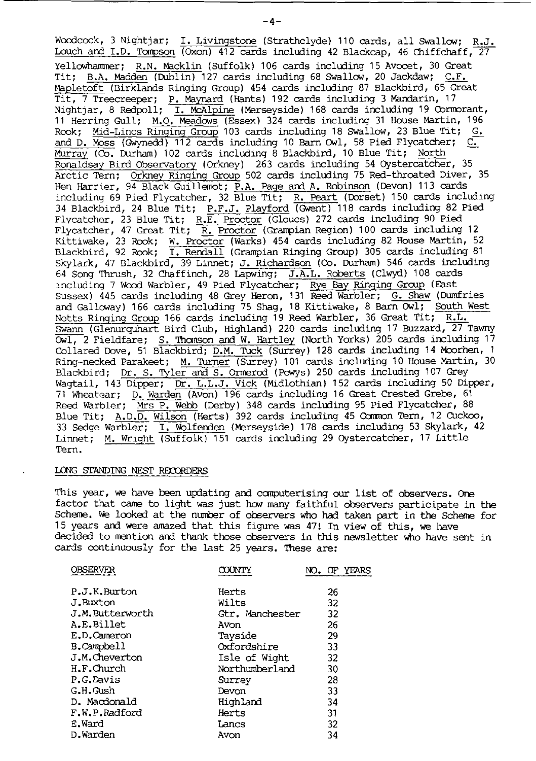Woodcock, 3 Nightjar; I. Livingstone (Strathclyde) 110 cards, all Swallow; R.J. Louch and I.D. Tompson (Oxon) 412 cards including 42 Blackcap, 46 Chiffchaff, 27 Yellowhammer; R.N. Macklin (Suffolk) 106 cards including 15 Avocet, 30 Great Tit; B.A. Madden (Dublin) 127 cards including 68 Swallow, 20 Jackdaw; C.F. Mapletoft (Birklands Ringing Group) 454 cards including 87 Blackbird, 65 Great Tit, 7 Treecreeper; P. Maynard (Hants) 192 cards including 3 Mandarin, 17 Nightjar, 8 Redpoll; I. McAlpine (Merseyside) 168 cards including 19 Cormorant, 11 Herring Gull; M.O. Meadows (Essex) 324 cards including 31 House Martin, 196 Rook; Mid-Lincs Ringing Group 103 cards including 18 Swallow, 23 Blue Tit; G. and D. Moss (Gwynedd) 112 cards including 10 Barn Owl, 58 Pied Flycatcher; C. Murray (Co. Durham) 102 cards including 8 Blackbird, 10 Blue Tit; North Ronaldsay Bird Observatory (Orkney) 263 cards including 54 Oystercatcher, 35 Arctic Tern; Orkney Ringing Group 502 cards including 75 Red-throated Diver, 35 Hen Harrier, 94 Black Guillemot; P.A. Page and A. Robinson (Devon) 113 cards including 69 Pied Flycatcher, 32 Blue Tit; R. Peart (Dorset) 150 cards including 34 Blackbird, 24 Blue Tit; P.F.J. Playford (Gwent) 118 cards including 82 Pied Flycatcher, 23 Blue Tit; R.E. Proctor (Gloucs) 272 cards including 90 Pied Flycatcher, 47 Great Tit; R. Proctor (Grampian Region) 100 cards including 12 Kittiwake, 23 Rook; W. Proctor (Warks) 454 cards including 82 House Martin, 52 Blackbird, 92 Rook; I. Rendall (Grampian Ringing Group) 305 cards including 81 Skylark, 47 Blackbird, 39 Linnet; J. Richardson (Co. Durham) 546 cards including 64 Song Thrush, 32 Chaffinch, 28 Lapwing; J.A.L. Roberts (Clwyd) 108 cards including 7 Wood Warbler, 49 Pied Flycatcher; Rye Bay Ringing Group (East Sussex) 445 cards including 48 Grey Heron, 131 Reed Warbler; G. Shaw (Dumfries and Galloway) 166 cards including 75 Shag, 18 Kittiwake, 8 Barn Owl; South West Notts Ringing Group 166 cards including 19 Reed Warbler, 36 Great Tit; R.L. Swann (Glenurquhart Bird Club, Highland) 220 cards including 17 Buzzard, 27 Tawny Owl, 2 Fieldfare; S. Thomson and W. Hartley (North Yorks) 205 cards including 17 Collared Dove, 51 Blackbird; D.M. Tuck (Surrey) 128 cards including 14 Moorhen, 1 Ring-necked Parakeet; M. Turner (Surrey) 101 cards including 10 House Martin, 30 Blackbird; Dr. S. Tyler and S. Ormerod (Powys) 250 cards including 107 Grey Wagtail, 143 Dipper; Dr. L.L.J. Vick (Midlothian) 152 cards including 50 Dipper, 71 Wheatear; D. Warden (Avon) 196 cards including 16 Great Crested Grebe, 61 Reed Warbler; Mrs P. Webb (Derby) 348 cards including 95 Pied Flycatcher, 88 Blue Tit; A.D.D. Wilson (Herts) 392 cards including 45 Common Tern, 12 Cuckoo, 33 Sedge Warbler; I. Wolfenden (Merseyside) 178 cards including 53 Skylark, 42 Linnet; M. Wright (Suffolk) 151 cards including 29 Oystercatcher, 17 Little Tern.

## LONG STANDING NEST RECORDERS

This year, we have been updating and computerising our list of observers. One factor that came to light was just how many faithful observers participate in the Scheme. We looked at the number of observers who had taken part in the Scheme for 15 years and were amazed that this figure was 47! In view of this, we have decided to mention and thank those observers in this newsletter who have sent in cards continuously for the last 25 years. These are:

| OBSERVER | COUNTY | NO. OF YEARS |
|---|---|---|
| P.J.K.Burton | Herts | 26 |
| J.Buxton | Wilts | 32 |
| J.M.Butterworth | Gtr. Manchester | 32 |
| A.E.Billet | Avon | 26 |
| E.D.Cameron | Tayside | 29 |
| B.Campbell | Oxfordshire | 33 |
| J.M.Cheverton | Isle of Wight | 32 |
| H.F.Church | Northumberland | 30 |
| P.G.Davis | Surrey | 28 |
| G.H.Gush | Devon | 33 |
| D. Macdonald | Highland | 34 |
| F.W.P.Radford | Herts | 31 |
| E.Ward | Lancs | 32 |
| D.Warden | Avon | 34 |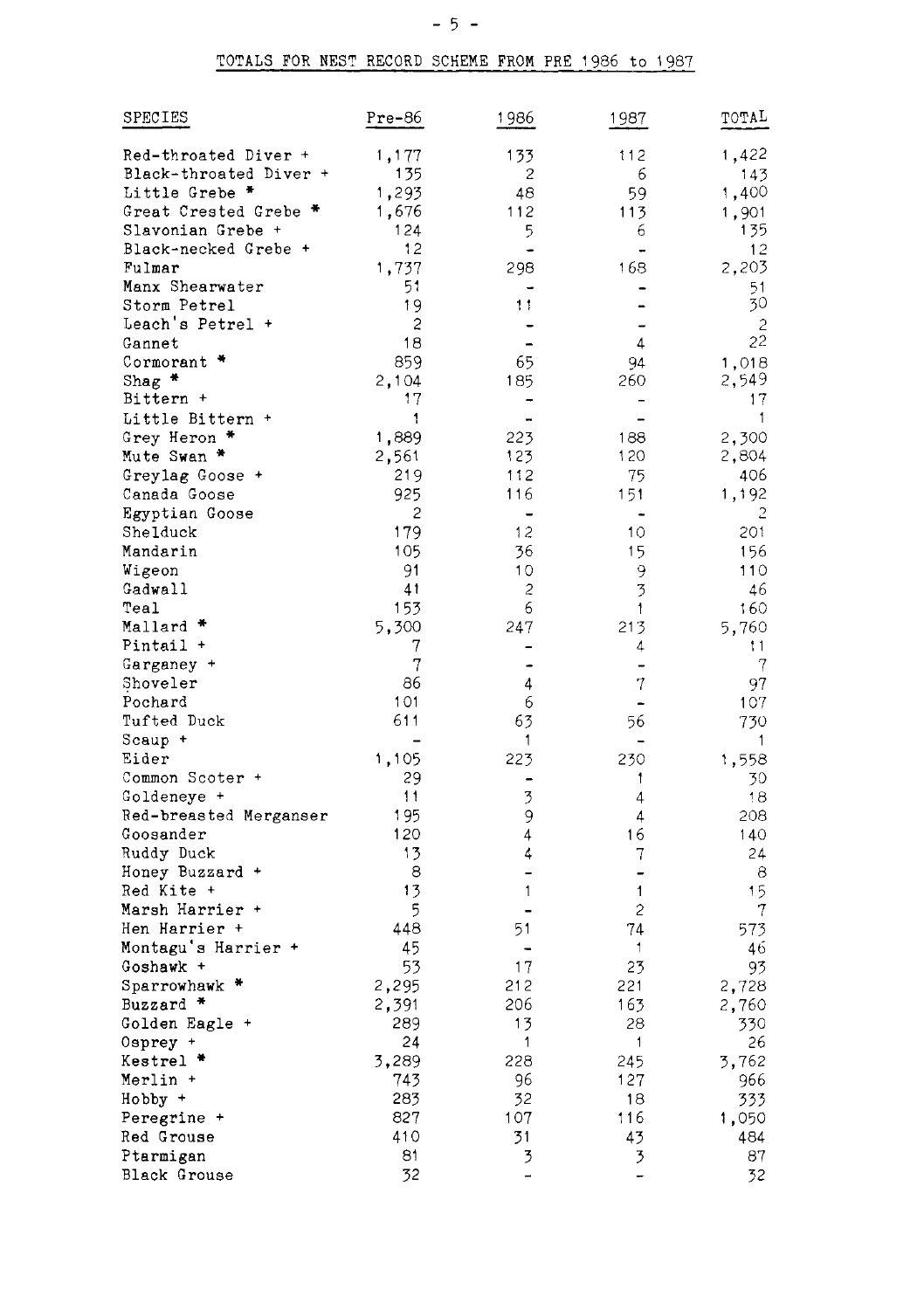## TOTALS FOR NEST RECORD SCHEME FROM PRE 1986 to 1987

| SPECIES | Pre-86 | 1986 | 1987 | TOTAL |
|---|---|---|---|---|
| Red-throated Diver + | 1,177 | 133 | 112 | 1,422 |
| Black-throated Diver + | 135 | 2 | 6 | 143 |
| Little Grebe * | 1,293 | 48 | 59 | 1,400 |
| Great Crested Grebe * | 1,676 | 112 | 113 | 1,901 |
| Slavonian Grebe + | 124 | 5 | 6 | 135 |
| Black-necked Grebe + | 12 | - | - | 12 |
| Fulmar | 1,737 | 298 | 168 | 2,203 |
| Manx Shearwater | 51 | - | - | 51 |
| Storm Petrel | 19 | 11 | - | 30 |
| Leach's Petrel + | 2 | - | - | 2 |
| Gannet | 18 | - | 4 | 22 |
| Cormorant * | 859 | 65 | 94 | 1,018 |
| Shag * | 2,104 | 185 | 260 | 2,549 |
| Bittern + | 17 | - | - | 17 |
| Little Bittern + | 1 | - | - | 1 |
| Grey Heron * | 1,889 | 223 | 188 | 2,300 |
| Mute Swan * | 2,561 | 123 | 120 | 2,804 |
| Greylag Goose + | 219 | 112 | 75 | 406 |
| Canada Goose | 925 | 116 | 151 | 1,192 |
| Egyptian Goose | 2 | - | - | 2 |
| Shelduck | 179 | 12 | 10 | 201 |
| Mandarin | 105 | 36 | 15 | 156 |
| Wigeon | 91 | 10 | 9 | 110 |
| Gadwall | 41 | 2 | 3 | 46 |
| Teal | 153 | 6 | 1 | 160 |
| Mallard * | 5,300 | 247 | 213 | 5,760 |
| Pintail + | 7 | - | 4 | 11 |
| Garganey + | 7 | - | - | 7 |
| Shoveler | 86 | 4 | 7 | 97 |
| Pochard | 101 | 6 | - | 107 |
| Tufted Duck | 611 | 63 | 56 | 730 |
| Scaup + | - | 1 | - | 1 |
| Eider | 1,105 | 223 | 230 | 1,558 |
| Common Scoter + | 29 | - | 1 | 30 |
| Goldeneye + | 11 | 3 | 4 | 18 |
| Red-breasted Merganser | 195 | 9 | 4 | 208 |
| Goosander | 120 | 4 | 16 | 140 |
| Ruddy Duck | 13 | 4 | 7 | 24 |
| Honey Buzzard + | 8 | - | - | 8 |
| Red Kite + | 13 | 1 | 1 | 15 |
| Marsh Harrier + | 5 | - | 2 | 7 |
| Hen Harrier + | 448 | 51 | 74 | 573 |
| Montagu's Harrier + | 45 | - | 1 | 46 |
| Goshawk + | 53 | 17 | 23 | 93 |
| Sparrowhawk * | 2,295 | 212 | 221 | 2,728 |
| Buzzard * | 2,391 | 206 | 163 | 2,760 |
| Golden Eagle + | 289 | 13 | 28 | 330 |
| Osprey + | 24 | 1 | 1 | 26 |
| Kestrel * | 3,289 | 228 | 245 | 3,762 |
| Merlin + | 743 | 96 | 127 | 966 |
| Hobby + | 283 | 32 | 18 | 333 |
| Peregrine + | 827 | 107 | 116 | 1,050 |
| Red Grouse | 410 | 31 | 43 | 484 |
| Ptarmigan | 81 | 3 | 3 | 87 |
| Black Grouse | 32 | - | - | 32 |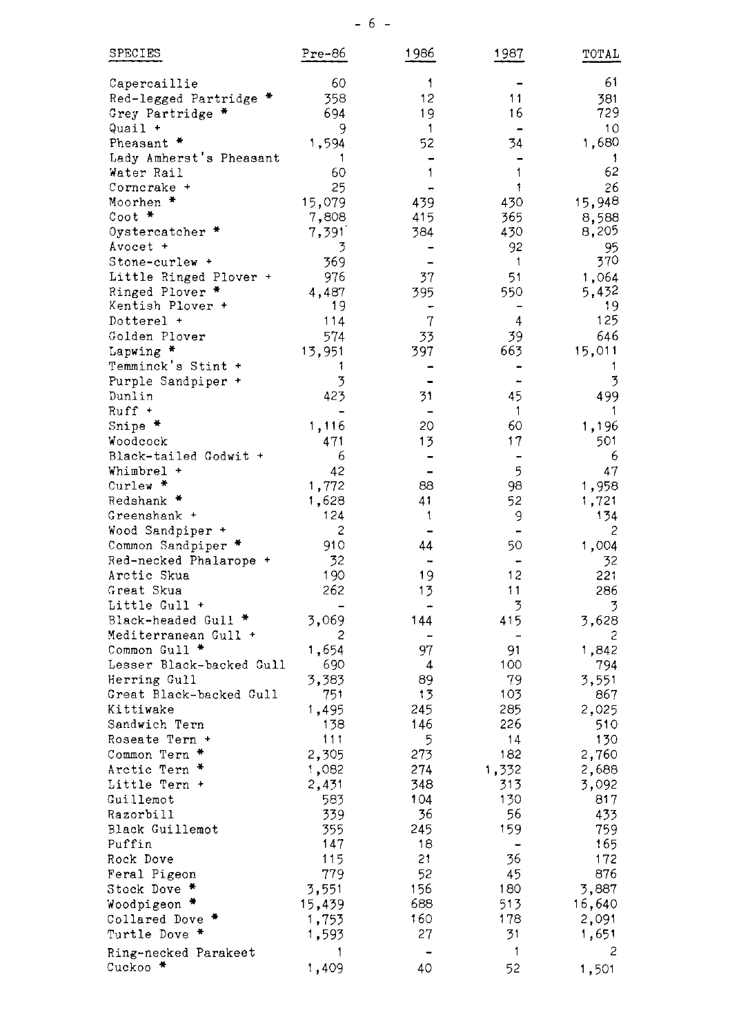| SPECIES | Pre-86 | 1986 | 1987 | TOTAL |
|---|---|---|---|---|
| Capercaillie | 60 | 1 | - | 61 |
| Red-legged Partridge * | 358 | 12 | 11 | 381 |
| Grey Partridge * | 694 | 19 | 16 | 729 |
| Quail + | 9 | 1 | - | 10 |
| Pheasant * | 1,594 | 52 | 34 | 1,680 |
| Lady Amherst's Pheasant | 1 | - | - | 1 |
| Water Rail | 60 | 1 | 1 | 62 |
| Corncrake + | 25 | - | 1 | 26 |
| Moorhen * | 15,079 | 439 | 430 | 15,948 |
| Coot * | 7,808 | 415 | 365 | 8,588 |
| Oystercatcher * | 7,391 | 384 | 430 | 8,205 |
| Avocet + | 3 | - | 92 | 95 |
| Stone-curlew + | 369 | - | 1 | 370 |
| Little Ringed Plover + | 976 | 37 | 51 | 1,064 |
| Ringed Plover * | 4,487 | 395 | 550 | 5,432 |
| Kentish Plover + | 19 | - | - | 19 |
| Dotterel + | 114 | 7 | 4 | 125 |
| Golden Plover | 574 | 33 | 39 | 646 |
| Lapwing * | 13,951 | 397 | 663 | 15,011 |
| Temminck's Stint + | 1 | - | - | 1 |
| Purple Sandpiper + | 3 | - | - | 3 |
| Dunlin | 423 | 31 | 45 | 499 |
| Ruff + | - | - | 1 | 1 |
| Snipe * | 1,116 | 20 | 60 | 1,196 |
| Woodcock | 471 | 13 | 17 | 501 |
| Black-tailed Godwit + | 6 | - | - | 6 |
| Whimbrel + | 42 | - | 5 | 47 |
| Curlew * | 1,772 | 88 | 98 | 1,958 |
| Redshank * | 1,628 | 41 | 52 | 1,721 |
| Greenshank + | 124 | 1 | 9 | 134 |
| Wood Sandpiper + | 2 | - | - | 2 |
| Common Sandpiper * | 910 | 44 | 50 | 1,004 |
| Red-necked Phalarope + | 32 | - | - | 32 |
| Arctic Skua | 190 | 19 | 12 | 221 |
| Great Skua | 262 | 13 | 11 | 286 |
| Little Gull + | - | - | 3 | 3 |
| Black-headed Gull * | 3,069 | 144 | 415 | 3,628 |
| Mediterranean Gull + | 2 | - | - | 2 |
| Common Gull * | 1,654 | 97 | 91 | 1,842 |
| Lesser Black-backed Gull | 690 | 4 | 100 | 794 |
| Herring Gull | 3,383 | 89 | 79 | 3,551 |
| Great Black-backed Gull | 751 | 13 | 103 | 867 |
| Kittiwake | 1,495 | 245 | 285 | 2,025 |
| Sandwich Tern | 138 | 146 | 226 | 510 |
| Roseate Tern + | 111 | 5 | 14 | 130 |
| Common Tern * | 2,305 | 273 | 182 | 2,760 |
| Arctic Tern * | 1,082 | 274 | 1,332 | 2,688 |
| Little Tern + | 2,431 | 348 | 313 | 3,092 |
| Guillemot | 583 | 104 | 130 | 817 |
| Razorbill | 339 | 36 | 56 | 433 |
| Black Guillemot | 355 | 245 | 159 | 759 |
| Puffin | 147 | 18 | - | 165 |
| Rock Dove | 115 | 21 | 36 | 172 |
| Feral Pigeon | 779 | 52 | 45 | 876 |
| Stock Dove * | 3,551 | 156 | 180 | 3,887 |
| Woodpigeon * | 15,439 | 688 | 513 | 16,640 |
| Collared Dove * | 1,753 | 160 | 178 | 2,091 |
| Turtle Dove * | 1,593 | 27 | 31 | 1,651 |
| Ring-necked Parakeet | 1 | - | 1 | 2 |
| Cuckoo * | 1,409 | 40 | 52 | 1,501 |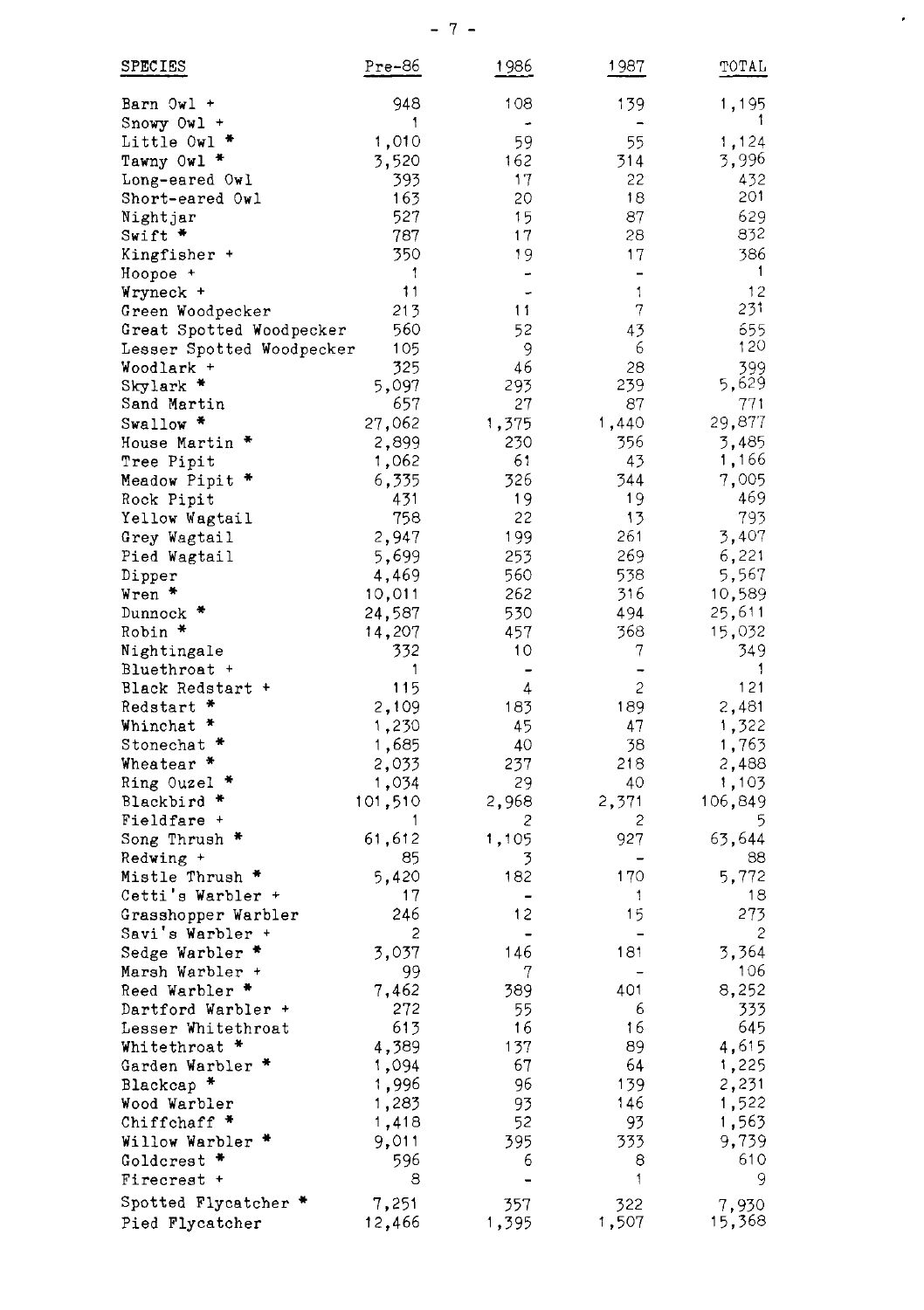| SPECIES | Pre-86 | 1986 | 1987 | TOTAL |
|---|---|---|---|---|
| Barn Owl + | 948 | 108 | 139 | 1,195 |
| Snowy Owl + | 1 | - | - | 1 |
| Little Owl * | 1,010 | 59 | 55 | 1,124 |
| Tawny Owl * | 3,520 | 162 | 314 | 3,996 |
| Long-eared Owl | 393 | 17 | 22 | 432 |
| Short-eared Owl | 163 | 20 | 18 | 201 |
| Nightjar | 527 | 15 | 87 | 629 |
| Swift * | 787 | 17 | 28 | 832 |
| Kingfisher + | 350 | 19 | 17 | 386 |
| Hoopoe + | 1 | - | - | 1 |
| Wryneck + | 11 | - | 1 | 12 |
| Green Woodpecker | 213 | 11 | 7 | 231 |
| Great Spotted Woodpecker | 560 | 52 | 43 | 655 |
| Lesser Spotted Woodpecker | 105 | 9 | 6 | 120 |
| Woodlark + | 325 | 46 | 28 | 399 |
| Skylark * | 5,097 | 293 | 239 | 5,629 |
| Sand Martin | 657 | 27 | 87 | 771 |
| Swallow * | 27,062 | 1,375 | 1,440 | 29,877 |
| House Martin * | 2,899 | 230 | 356 | 3,485 |
| Tree Pipit | 1,062 | 61 | 43 | 1,166 |
| Meadow Pipit * | 6,335 | 326 | 344 | 7,005 |
| Rock Pipit | 431 | 19 | 19 | 469 |
| Yellow Wagtail | 758 | 22 | 13 | 793 |
| Grey Wagtail | 2,947 | 199 | 261 | 3,407 |
| Pied Wagtail | 5,699 | 253 | 269 | 6,221 |
| Dipper | 4,469 | 560 | 538 | 5,567 |
| Wren * | 10,011 | 262 | 316 | 10,589 |
| Dunnock * | 24,587 | 530 | 494 | 25,611 |
| Robin * | 14,207 | 457 | 368 | 15,032 |
| Nightingale | 332 | 10 | 7 | 349 |
| Bluethroat + | 1 | - | - | 1 |
| Black Redstart + | 115 | 4 | 2 | 121 |
| Redstart * | 2,109 | 183 | 189 | 2,481 |
| Whinchat * | 1,230 | 45 | 47 | 1,322 |
| Stonechat * | 1,685 | 40 | 38 | 1,763 |
| Wheatear * | 2,033 | 237 | 218 | 2,488 |
| Ring Ouzel * | 1,034 | 29 | 40 | 1,103 |
| Blackbird * | 101,510 | 2,968 | 2,371 | 106,849 |
| Fieldfare + | 1 | 2 | 2 | 5 |
| Song Thrush * | 61,612 | 1,105 | 927 | 63,644 |
| Redwing + | 85 | 3 | - | 88 |
| Mistle Thrush * | 5,420 | 182 | 170 | 5,772 |
| Cetti's Warbler + | 17 | - | 1 | 18 |
| Grasshopper Warbler | 246 | 12 | 15 | 273 |
| Savi's Warbler + | 2 | - | - | 2 |
| Sedge Warbler * | 3,037 | 146 | 181 | 3,364 |
| Marsh Warbler + | 99 | 7 | - | 106 |
| Reed Warbler * | 7,462 | 389 | 401 | 8,252 |
| Dartford Warbler + | 272 | 55 | 6 | 333 |
| Lesser Whitethroat | 613 | 16 | 16 | 645 |
| Whitethroat * | 4,389 | 137 | 89 | 4,615 |
| Garden Warbler * | 1,094 | 67 | 64 | 1,225 |
| Blackcap * | 1,996 | 96 | 139 | 2,231 |
| Wood Warbler | 1,283 | 93 | 146 | 1,522 |
| Chiffchaff * | 1,418 | 52 | 93 | 1,563 |
| Willow Warbler * | 9,011 | 395 | 333 | 9,739 |
| Goldcrest * | 596 | 6 | 8 | 610 |
| Firecrest + | 8 | - | 1 | 9 |
| Spotted Flycatcher * | 7,251 | 357 | 322 | 7,930 |
| Pied Flycatcher | 12,466 | 1,395 | 1,507 | 15,368 |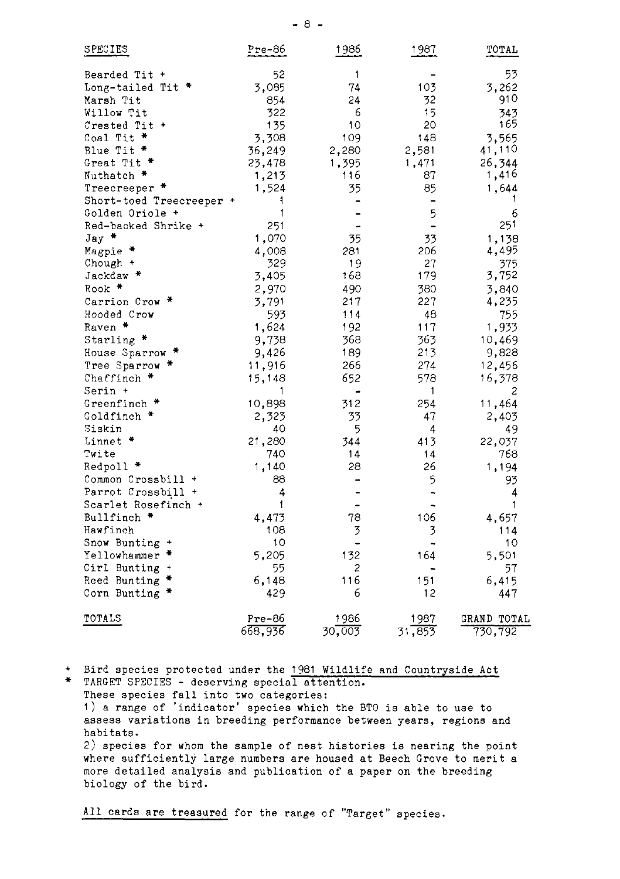| SPECIES | Pre-86 | 1986 | 1987 | TOTAL |
|---|---|---|---|---|
| Bearded Tit + | 52 | 1 | - | 53 |
| Long-tailed Tit * | 3,085 | 74 | 103 | 3,262 |
| Marsh Tit | 854 | 24 | 32 | 910 |
| Willow Tit | 322 | 6 | 15 | 343 |
| Crested Tit + | 135 | 10 | 20 | 165 |
| Coal Tit * | 3,308 | 109 | 148 | 3,565 |
| Blue Tit * | 36,249 | 2,280 | 2,581 | 41,110 |
| Great Tit * | 23,478 | 1,395 | 1,471 | 26,344 |
| Nuthatch * | 1,213 | 116 | 87 | 1,416 |
| Treecreeper * | 1,524 | 35 | 85 | 1,644 |
| Short-toed Treecreeper + | 1 | - | - | 1 |
| Golden Oriole + | 1 | - | 5 | 6 |
| Red-backed Shrike + | 251 | - | - | 251 |
| Jay * | 1,070 | 35 | 33 | 1,138 |
| Magpie * | 4,008 | 281 | 206 | 4,495 |
| Chough + | 329 | 19 | 27 | 375 |
| Jackdaw * | 3,405 | 168 | 179 | 3,752 |
| Rook * | 2,970 | 490 | 380 | 3,840 |
| Carrion Crow * | 3,791 | 217 | 227 | 4,235 |
| Hooded Crow | 593 | 114 | 48 | 755 |
| Raven * | 1,624 | 192 | 117 | 1,933 |
| Starling * | 9,738 | 368 | 363 | 10,469 |
| House Sparrow * | 9,426 | 189 | 213 | 9,828 |
| Tree Sparrow * | 11,916 | 266 | 274 | 12,456 |
| Chaffinch * | 15,148 | 652 | 578 | 16,378 |
| Serin + | 1 | - | 1 | 2 |
| Greenfinch * | 10,898 | 312 | 254 | 11,464 |
| Goldfinch * | 2,323 | 33 | 47 | 2,403 |
| Siskin | 40 | 5 | 4 | 49 |
| Linnet * | 21,280 | 344 | 413 | 22,037 |
| Twite | 740 | 14 | 14 | 768 |
| Redpoll * | 1,140 | 28 | 26 | 1,194 |
| Common Crossbill + | 88 | - | 5 | 93 |
| Parrot Crossbill + | 4 | - | - | 4 |
| Scarlet Rosefinch + | 1 | - | - | 1 |
| Bullfinch * | 4,473 | 78 | 106 | 4,657 |
| Hawfinch | 108 | 3 | 3 | 114 |
| Snow Bunting + | 10 | - | - | 10 |
| Yellowhammer * | 5,205 | 132 | 164 | 5,501 |
| Cirl Bunting + | 55 | 2 | - | 57 |
| Reed Bunting * | 6,148 | 116 | 151 | 6,415 |
| Corn Bunting * | 429 | 6 | 12 | 447 |
| TOTALS | Pre-86 | 1986 | 1987 | GRAND TOTAL |
| | 668,936 | 30,003 | 31,853 | 730,792 |

\+ Bird species protected under the 1981 Wildlife and Countryside Act

\* TARGET SPECIES - deserving special attention.
These species fall into two categories:
1) a range of 'indicator' species which the BTO is able to use to assess variations in breeding performance between years, regions and habitats.
2) species for whom the sample of nest histories is nearing the point where sufficiently large numbers are housed at Beech Grove to merit a more detailed analysis and publication of a paper on the breeding biology of the bird.

All cards are treasured for the range of "Target" species.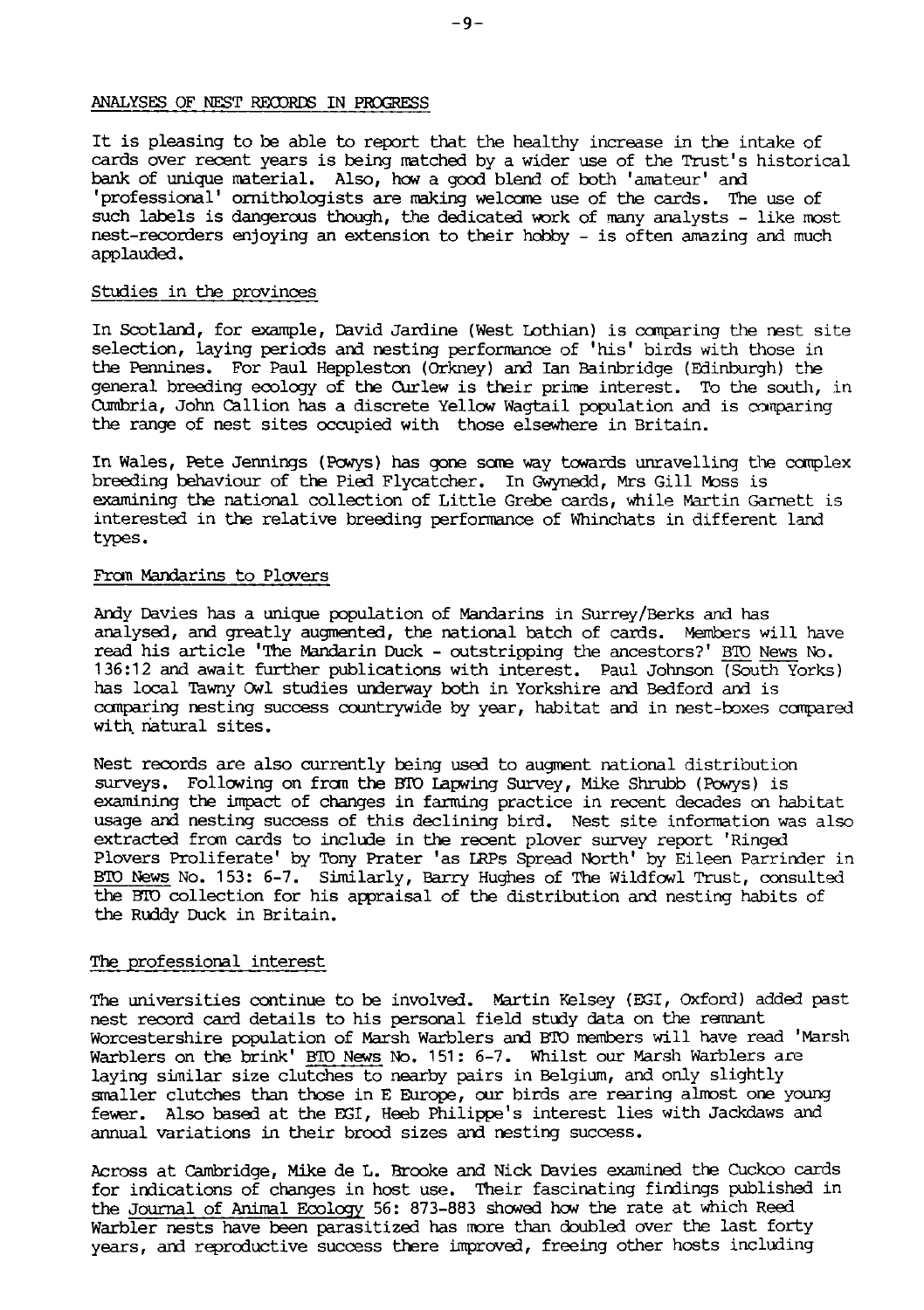## ANALYSES OF NEST RECORDS IN PROGRESS

It is pleasing to be able to report that the healthy increase in the intake of cards over recent years is being matched by a wider use of the Trust's historical bank of unique material. Also, how a good blend of both 'amateur' and 'professional' ornithologists are making welcome use of the cards. The use of such labels is dangerous though, the dedicated work of many analysts - like most nest-recorders enjoying an extension to their hobby - is often amazing and much applauded.

### Studies in the provinces

In Scotland, for example, David Jardine (West Lothian) is comparing the nest site selection, laying periods and nesting performance of 'his' birds with those in the Pennines. For Paul Heppleston (Orkney) and Ian Bainbridge (Edinburgh) the general breeding ecology of the Curlew is their prime interest. To the south, in Cumbria, John Callion has a discrete Yellow Wagtail population and is comparing the range of nest sites occupied with those elsewhere in Britain.

In Wales, Pete Jennings (Powys) has gone some way towards unravelling the complex breeding behaviour of the Pied Flycatcher. In Gwynedd, Mrs Gill Moss is examining the national collection of Little Grebe cards, while Martin Garnett is interested in the relative breeding performance of Whinchats in different land types.

### From Mandarins to Plovers

Andy Davies has a unique population of Mandarins in Surrey/Berks and has analysed, and greatly augmented, the national batch of cards. Members will have read his article 'The Mandarin Duck - outstripping the ancestors?' BTO News No. 136:12 and await further publications with interest. Paul Johnson (South Yorks) has local Tawny Owl studies underway both in Yorkshire and Bedford and is comparing nesting success countrywide by year, habitat and in nest-boxes compared with natural sites.

Nest records are also currently being used to augment national distribution surveys. Following on from the BTO Lapwing Survey, Mike Shrubb (Powys) is examining the impact of changes in farming practice in recent decades on habitat usage and nesting success of this declining bird. Nest site information was also extracted from cards to include in the recent plover survey report 'Ringed Plovers Proliferate' by Tony Prater 'as LRPs Spread North' by Eileen Parrinder in BTO News No. 153: 6-7. Similarly, Barry Hughes of The Wildfowl Trust, consulted the BTO collection for his appraisal of the distribution and nesting habits of the Ruddy Duck in Britain.

### The professional interest

The universities continue to be involved. Martin Kelsey (EGI, Oxford) added past nest record card details to his personal field study data on the remnant Worcestershire population of Marsh Warblers and BTO members will have read 'Marsh Warblers on the brink' BTO News No. 151: 6-7. Whilst our Marsh Warblers are laying similar size clutches to nearby pairs in Belgium, and only slightly smaller clutches than those in E Europe, our birds are rearing almost one young fewer. Also based at the EGI, Heeb Philippe's interest lies with Jackdaws and annual variations in their brood sizes and nesting success.

Across at Cambridge, Mike de L. Brooke and Nick Davies examined the Cuckoo cards for indications of changes in host use. Their fascinating findings published in the Journal of Animal Ecology 56: 873-883 showed how the rate at which Reed Warbler nests have been parasitized has more than doubled over the last forty years, and reproductive success there improved, freeing other hosts including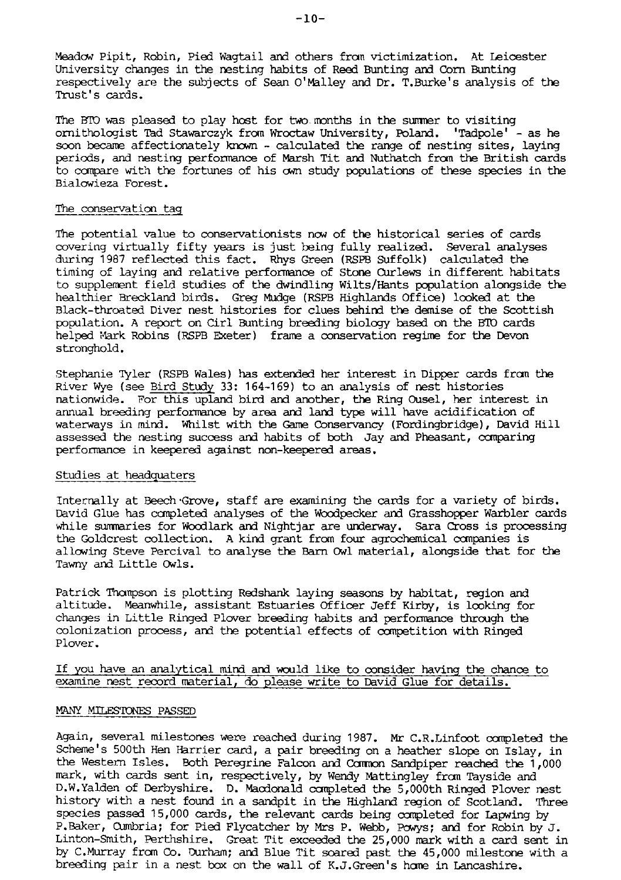Meadow Pipit, Robin, Pied Wagtail and others from victimization. At Leicester University changes in the nesting habits of Reed Bunting and Corn Bunting respectively are the subjects of Sean O'Malley and Dr. T.Burke's analysis of the Trust's cards.

The BTO was pleased to play host for two months in the summer to visiting ornithologist Tad Stawarczyk from Wroctaw University, Poland. 'Tadpole' - as he soon became affectionately known - calculated the range of nesting sites, laying periods, and nesting performance of Marsh Tit and Nuthatch from the British cards to compare with the fortunes of his own study populations of these species in the Bialowieza Forest.

### The conservation tag

The potential value to conservationists now of the historical series of cards covering virtually fifty years is just being fully realized. Several analyses during 1987 reflected this fact. Rhys Green (RSPB Suffolk) calculated the timing of laying and relative performance of Stone Curlews in different habitats to supplement field studies of the dwindling Wilts/Hants population alongside the healthier Breckland birds. Greg Mudge (RSPB Highlands Office) looked at the Black-throated Diver nest histories for clues behind the demise of the Scottish population. A report on Cirl Bunting breeding biology based on the BTO cards helped Mark Robins (RSPB Exeter) frame a conservation regime for the Devon stronghold.

Stephanie Tyler (RSPB Wales) has extended her interest in Dipper cards from the River Wye (see Bird Study 33: 164-169) to an analysis of nest histories nationwide. For this upland bird and another, the Ring Ousel, her interest in annual breeding performance by area and land type will have acidification of waterways in mind. Whilst with the Game Conservancy (Fordingbridge), David Hill assessed the nesting success and habits of both Jay and Pheasant, comparing performance in keepered against non-keepered areas.

### Studies at headquaters

Internally at Beech Grove, staff are examining the cards for a variety of birds. David Glue has completed analyses of the Woodpecker and Grasshopper Warbler cards while summaries for Woodlark and Nightjar are underway. Sara Cross is processing the Goldcrest collection. A kind grant from four agrochemical companies is allowing Steve Percival to analyse the Barn Owl material, alongside that for the Tawny and Little Owls.

Patrick Thompson is plotting Redshank laying seasons by habitat, region and altitude. Meanwhile, assistant Estuaries Officer Jeff Kirby, is looking for changes in Little Ringed Plover breeding habits and performance through the colonization process, and the potential effects of competition with Ringed Plover.

If you have an analytical mind and would like to consider having the chance to examine nest record material, do please write to David Glue for details.

### MANY MILESTONES PASSED

Again, several milestones were reached during 1987. Mr C.R.Linfoot completed the Scheme's 500th Hen Harrier card, a pair breeding on a heather slope on Islay, in the Western Isles. Both Peregrine Falcon and Common Sandpiper reached the 1,000 mark, with cards sent in, respectively, by Wendy Mattingley from Tayside and D.W.Yalden of Derbyshire. D. Macdonald completed the 5,000th Ringed Plover nest history with a nest found in a sandpit in the Highland region of Scotland. Three species passed 15,000 cards, the relevant cards being completed for Lapwing by P.Baker, Cumbria; for Pied Flycatcher by Mrs P. Webb, Powys; and for Robin by J. Linton-Smith, Perthshire. Great Tit exceeded the 25,000 mark with a card sent in by C.Murray from Co. Durham; and Blue Tit soared past the 45,000 milestone with a breeding pair in a nest box on the wall of K.J.Green's home in Lancashire.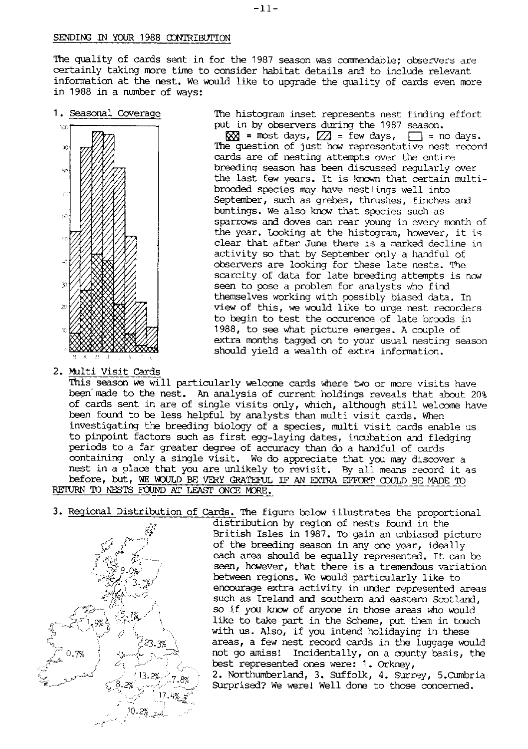## SENDING IN YOUR 1988 CONTRIBUTION

The quality of cards sent in for the 1987 season was commendable; observers are certainly taking more time to consider habitat details and to include relevant information at the nest. We would like to upgrade the quality of cards even more in 1988 in a number of ways:

1. Seasonal Coverage

The histogram inset represents nest finding effort put in by observers during the 1987 season. ▩ = most days, ▨ = few days, ☐ = no days. The question of just how representative nest record cards are of nesting attempts over the entire breeding season has been discussed regularly over the last few years. It is known that certain multi-brooded species may have nestlings well into September, such as grebes, thrushes, finches and buntings. We also know that species such as sparrows and doves can rear young in every month of the year. Looking at the histogram, however, it is clear that after June there is a marked decline in activity so that by September only a handful of observers are looking for these late nests. The scarcity of data for late breeding attempts is now seen to pose a problem for analysts who find themselves working with possibly biased data. In view of this, we would like to urge nest recorders to begin to test the occurence of late broods in 1988, to see what picture emerges. A couple of extra months tagged on to your usual nesting season should yield a wealth of extra information.

2. Multi Visit Cards

This season we will particularly welcome cards where two or more visits have been made to the nest. An analysis of current holdings reveals that about 20% of cards sent in are of single visits only, which, although still welcome have been found to be less helpful by analysts than multi visit cards. When investigating the breeding biology of a species, multi visit cards enable us to pinpoint factors such as first egg-laying dates, incubation and fledging periods to a far greater degree of accuracy than do a handful of cards containing only a single visit. We do appreciate that you may discover a nest in a place that you are unlikely to revisit. By all means record it as before, but, WE WOULD BE VERY GRATEFUL IF AN EXTRA EFFORT COULD BE MADE TO RETURN TO NESTS FOUND AT LEAST ONCE MORE.

3. Regional Distribution of Cards. The figure below illustrates the proportional distribution by region of nests found in the British Isles in 1987. To gain an unbiased picture of the breeding season in any one year, ideally each area should be equally represented. It can be seen, however, that there is a tremendous variation between regions. We would particularly like to encourage extra activity in under represented areas such as Ireland and southern and eastern Scotland, so if you know of anyone in those areas who would like to take part in the Scheme, put them in touch with us. Also, if you intend holidaying in these areas, a few nest record cards in the luggage would not go amiss! Incidentally, on a county basis, the best represented ones were: 1. Orkney, 2. Northumberland, 3. Suffolk, 4. Surrey, 5. Cumbria Surprised? We were! Well done to those concerned.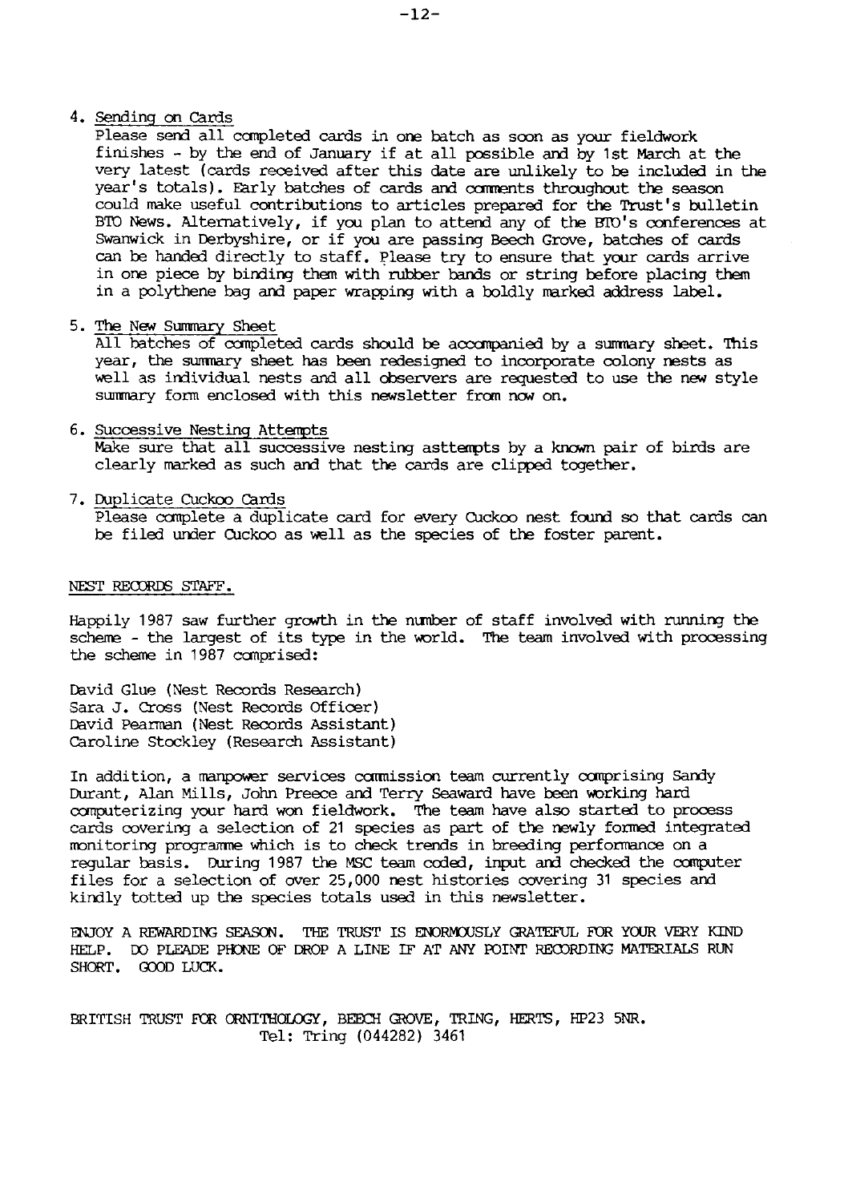4. Sending on Cards
   Please send all completed cards in one batch as soon as your fieldwork finishes - by the end of January if at all possible and by 1st March at the very latest (cards received after this date are unlikely to be included in the year's totals). Early batches of cards and comments throughout the season could make useful contributions to articles prepared for the Trust's bulletin BTO News. Alternatively, if you plan to attend any of the BTO's conferences at Swanwick in Derbyshire, or if you are passing Beech Grove, batches of cards can be handed directly to staff. Please try to ensure that your cards arrive in one piece by binding them with rubber bands or string before placing them in a polythene bag and paper wrapping with a boldly marked address label.

5. The New Summary Sheet
   All batches of completed cards should be accompanied by a summary sheet. This year, the summary sheet has been redesigned to incorporate colony nests as well as individual nests and all observers are requested to use the new style summary form enclosed with this newsletter from now on.

6. Successive Nesting Attempts
   Make sure that all successive nesting asttempts by a known pair of birds are clearly marked as such and that the cards are clipped together.

7. Duplicate Cuckoo Cards
   Please complete a duplicate card for every Cuckoo nest found so that cards can be filed under Cuckoo as well as the species of the foster parent.

NEST RECORDS STAFF.

Happily 1987 saw further growth in the number of staff involved with running the scheme - the largest of its type in the world. The team involved with processing the scheme in 1987 comprised:

David Glue (Nest Records Research)
Sara J. Cross (Nest Records Officer)
David Pearman (Nest Records Assistant)
Caroline Stockley (Research Assistant)

In addition, a manpower services commission team currently comprising Sandy Durant, Alan Mills, John Preece and Terry Seaward have been working hard computerizing your hard won fieldwork. The team have also started to process cards covering a selection of 21 species as part of the newly formed integrated monitoring programme which is to check trends in breeding performance on a regular basis. During 1987 the MSC team coded, input and checked the computer files for a selection of over 25,000 nest histories covering 31 species and kindly totted up the species totals used in this newsletter.

ENJOY A REWARDING SEASON. THE TRUST IS ENORMOUSLY GRATEFUL FOR YOUR VERY KIND HELP. DO PLEADE PHONE OF DROP A LINE IF AT ANY POINT RECORDING MATERIALS RUN SHORT. GOOD LUCK.

BRITISH TRUST FOR ORNITHOLOGY, BEECH GROVE, TRING, HERTS, HP23 5NR.
Tel: Tring (044282) 3461